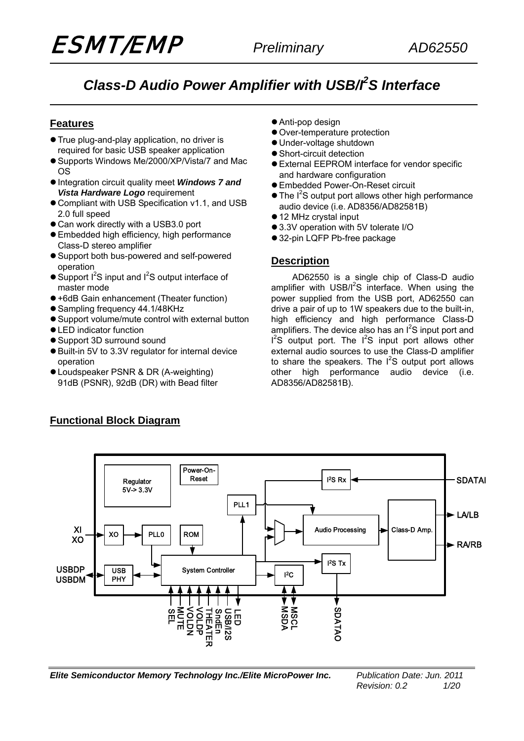# Class-D Audio Power Amplifier with USB/I$^2$S Interface

## Features

- True plug-and-play application, no driver is required for basic USB speaker application
- Supports Windows Me/2000/XP/Vista/7 and Mac OS
- Integration circuit quality meet ***Windows 7 and Vista Hardware Logo*** requirement
- Compliant with USB Specification v1.1, and USB 2.0 full speed
- Can work directly with a USB3.0 port
- Embedded high efficiency, high performance Class-D stereo amplifier
- Support both bus-powered and self-powered operation
- Support I$^2$S input and I$^2$S output interface of master mode
- +6dB Gain enhancement (Theater function)
- Sampling frequency 44.1/48KHz
- Support volume/mute control with external button
- LED indicator function
- Support 3D surround sound
- Built-in 5V to 3.3V regulator for internal device operation
- Loudspeaker PSNR & DR (A-weighting) 91dB (PSNR), 92dB (DR) with Bead filter
- Anti-pop design
- Over-temperature protection
- Under-voltage shutdown
- Short-circuit detection
- External EEPROM interface for vendor specific and hardware configuration
- Embedded Power-On-Reset circuit
- The I$^2$S output port allows other high performance audio device (i.e. AD8356/AD82581B)
- 12 MHz crystal input
- 3.3V operation with 5V tolerate I/O
- 32-pin LQFP Pb-free package

## Description

AD62550 is a single chip of Class-D audio amplifier with USB/I$^2$S interface. When using the power supplied from the USB port, AD62550 can drive a pair of up to 1W speakers due to the built-in, high efficiency and high performance Class-D amplifiers. The device also has an I$^2$S input port and I$^2$S output port. The I$^2$S input port allows other external audio sources to use the Class-D amplifier to share the speakers. The I$^2$S output port allows other high performance audio device (i.e. AD8356/AD82581B).

## Functional Block Diagram

Regulator 5V-> 3.3V | Power-On-Reset | PLL1 | I²S Rx | SDATAI | XI | XO | XO | PLL0 | ROM | Audio Processing | Class-D Amp. | LA/LB | RA/RB | USBDP | USBDM | USB PHY | System Controller | I²C | I²S Tx | SEL | MUTE | VOLDN | VOLDP | THEATER | SndEn | USB/I2S | LED | MSDA | MSCL | SDATAO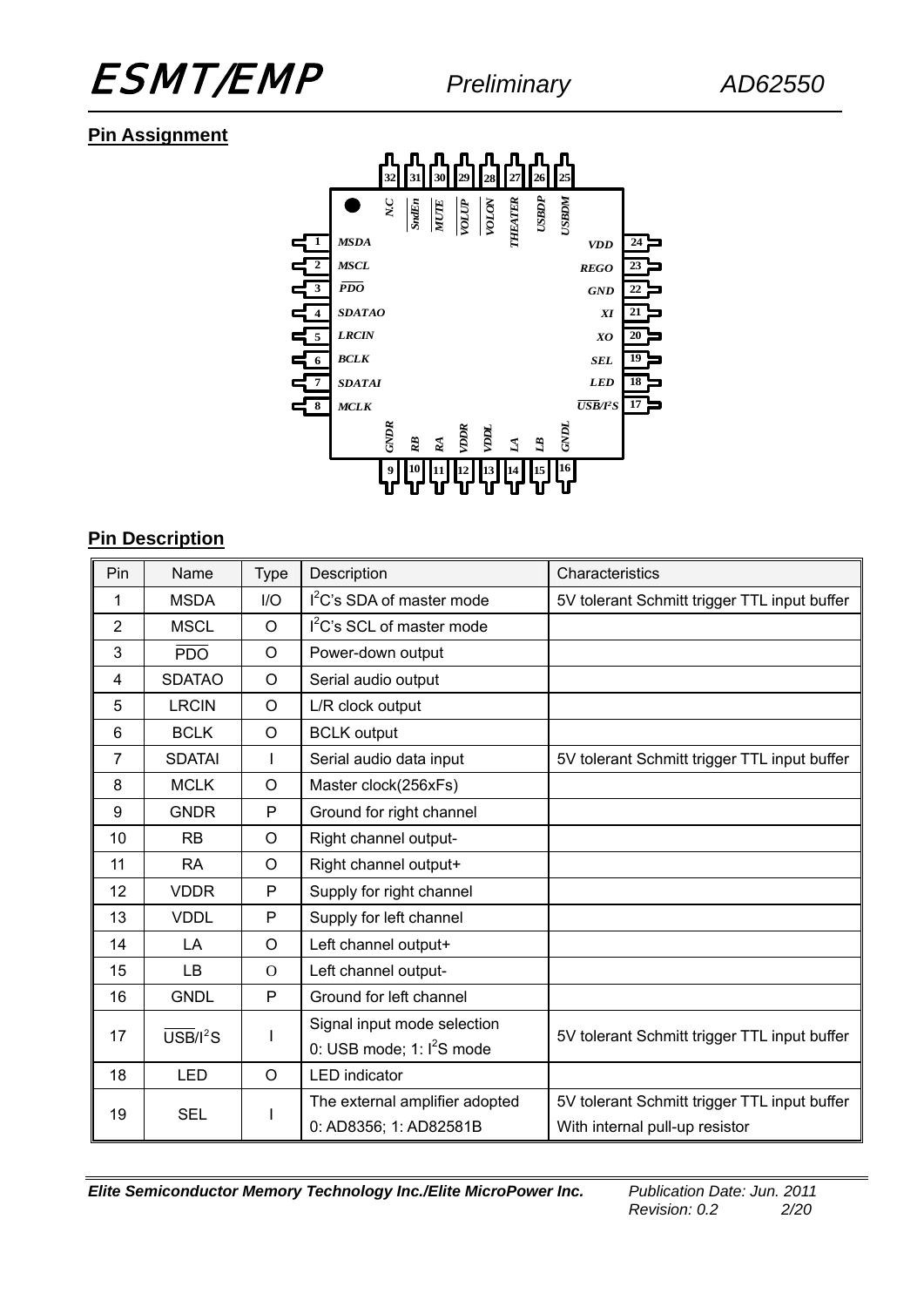## Pin Assignment

## Pin Description

| Pin | Name | Type | Description | Characteristics |
|---|---|---|---|---|
| 1 | MSDA | I/O | $I^2C$'s SDA of master mode | 5V tolerant Schmitt trigger TTL input buffer |
| 2 | MSCL | O | $I^2C$'s SCL of master mode | |
| 3 | $\overline{PDO}$ | O | Power-down output | |
| 4 | SDATAO | O | Serial audio output | |
| 5 | LRCIN | O | L/R clock output | |
| 6 | BCLK | O | BCLK output | |
| 7 | SDATAI | I | Serial audio data input | 5V tolerant Schmitt trigger TTL input buffer |
| 8 | MCLK | O | Master clock(256xFs) | |
| 9 | GNDR | P | Ground for right channel | |
| 10 | RB | O | Right channel output- | |
| 11 | RA | O | Right channel output+ | |
| 12 | VDDR | P | Supply for right channel | |
| 13 | VDDL | P | Supply for left channel | |
| 14 | LA | O | Left channel output+ | |
| 15 | LB | O | Left channel output- | |
| 16 | GNDL | P | Ground for left channel | |
| 17 | $\overline{USB}/I^2S$ | I | Signal input mode selection<br>0: USB mode; 1: $I^2S$ mode | 5V tolerant Schmitt trigger TTL input buffer |
| 18 | LED | O | LED indicator | |
| 19 | SEL | I | The external amplifier adopted<br>0: AD8356; 1: AD82581B | 5V tolerant Schmitt trigger TTL input buffer<br>With internal pull-up resistor |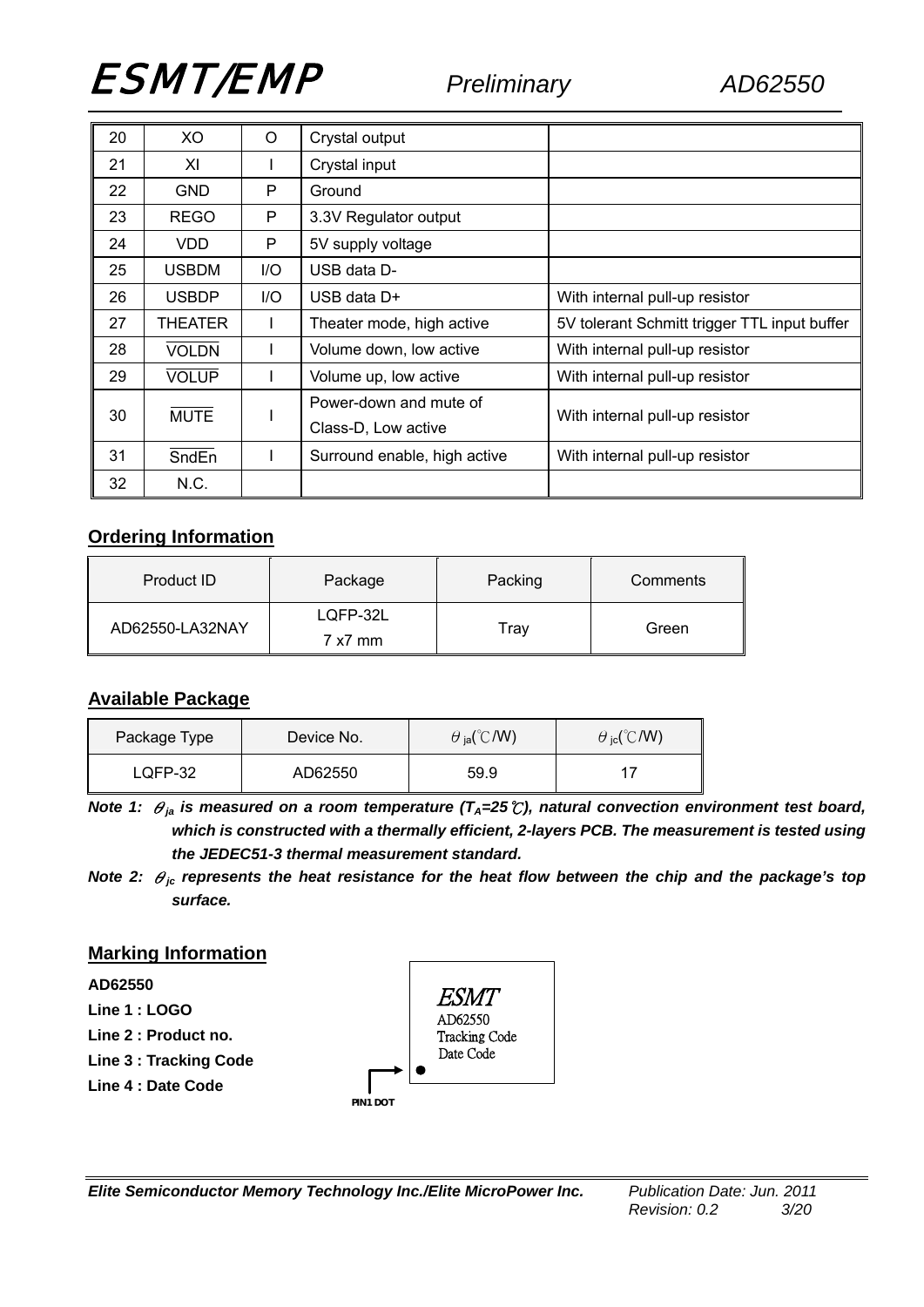| | | | | |
|---|---|---|---|---|
| 20 | XO | O | Crystal output | |
| 21 | XI | I | Crystal input | |
| 22 | GND | P | Ground | |
| 23 | REGO | P | 3.3V Regulator output | |
| 24 | VDD | P | 5V supply voltage | |
| 25 | USBDM | I/O | USB data D- | |
| 26 | USBDP | I/O | USB data D+ | With internal pull-up resistor |
| 27 | THEATER | I | Theater mode, high active | 5V tolerant Schmitt trigger TTL input buffer |
| 28 | $\overline{\text{VOLDN}}$ | I | Volume down, low active | With internal pull-up resistor |
| 29 | $\overline{\text{VOLUP}}$ | I | Volume up, low active | With internal pull-up resistor |
| 30 | $\overline{\text{MUTE}}$ | I | Power-down and mute of Class-D, Low active | With internal pull-up resistor |
| 31 | $\overline{\text{SndEn}}$ | I | Surround enable, high active | With internal pull-up resistor |
| 32 | N.C. | | | |

## Ordering Information

| Product ID | Package | Packing | Comments |
|---|---|---|---|
| AD62550-LA32NAY | LQFP-32L 7 x7 mm | Tray | Green |

## Available Package

| Package Type | Device No. | $\theta_{ja}$(℃/W) | $\theta_{jc}$(℃/W) |
|---|---|---|---|
| LQFP-32 | AD62550 | 59.9 | 17 |

***Note 1:** $\theta_{ja}$ is measured on a room temperature ($T_A$=25℃), natural convection environment test board, which is constructed with a thermally efficient, 2-layers PCB. The measurement is tested using the JEDEC51-3 thermal measurement standard.*

***Note 2:** $\theta_{jc}$ represents the heat resistance for the heat flow between the chip and the package's top surface.*

## Marking Information

**AD62550**

**Line 1 : LOGO**

**Line 2 : Product no.**

**Line 3 : Tracking Code**

**Line 4 : Date Code**

ESMT
AD62550
Tracking Code
Date Code

PIN1 DOT